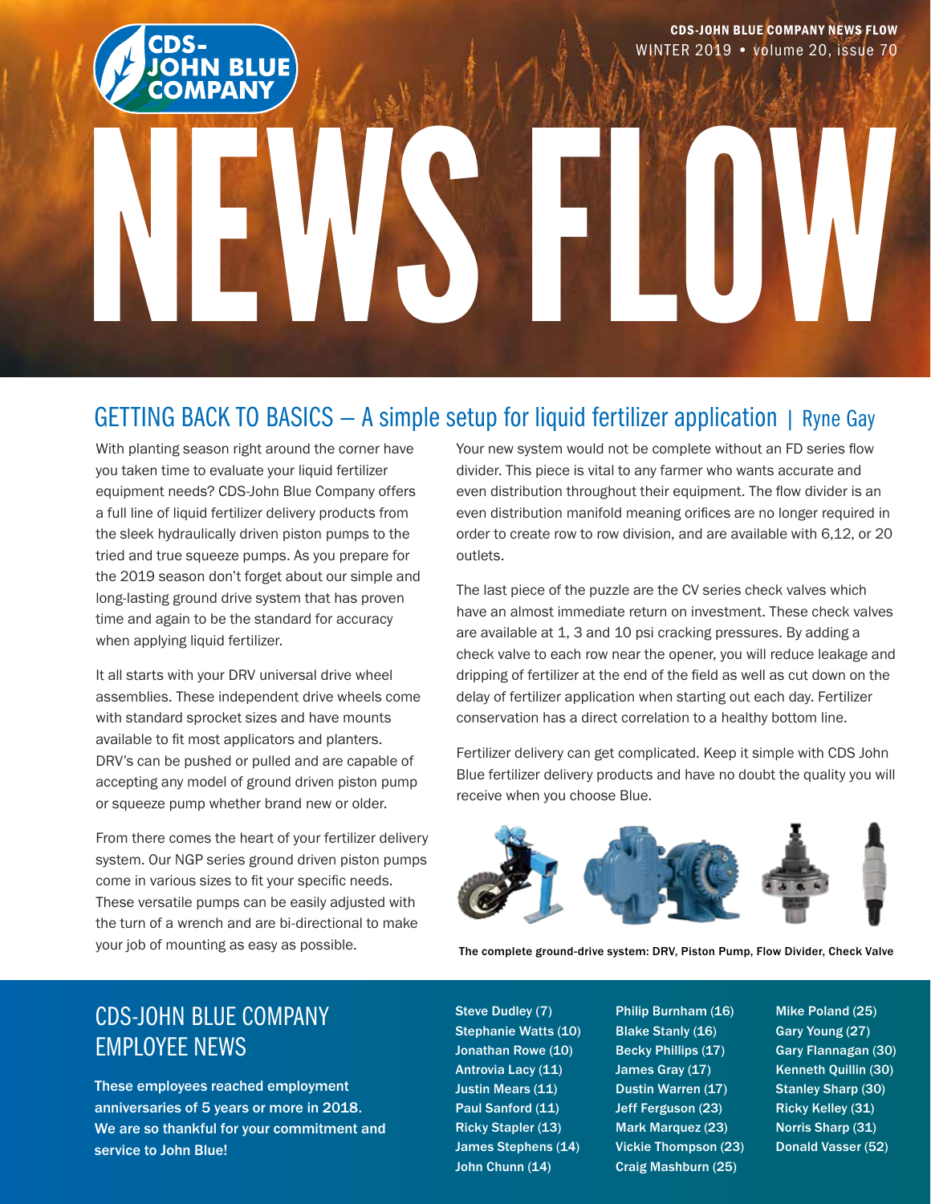CDS-JOHN BLUE COMPANY

CDS-JOHN BLUE COMPANY NEWS FLOW
WINTER 2019 • volume 20, issue 70

# NEWS FLOW

## GETTING BACK TO BASICS – A simple setup for liquid fertilizer application | Ryne Gay

With planting season right around the corner have you taken time to evaluate your liquid fertilizer equipment needs? CDS-John Blue Company offers a full line of liquid fertilizer delivery products from the sleek hydraulically driven piston pumps to the tried and true squeeze pumps. As you prepare for the 2019 season don't forget about our simple and long-lasting ground drive system that has proven time and again to be the standard for accuracy when applying liquid fertilizer.

It all starts with your DRV universal drive wheel assemblies. These independent drive wheels come with standard sprocket sizes and have mounts available to fit most applicators and planters. DRV's can be pushed or pulled and are capable of accepting any model of ground driven piston pump or squeeze pump whether brand new or older.

From there comes the heart of your fertilizer delivery system. Our NGP series ground driven piston pumps come in various sizes to fit your specific needs. These versatile pumps can be easily adjusted with the turn of a wrench and are bi-directional to make your job of mounting as easy as possible.

Your new system would not be complete without an FD series flow divider. This piece is vital to any farmer who wants accurate and even distribution throughout their equipment. The flow divider is an even distribution manifold meaning orifices are no longer required in order to create row to row division, and are available with 6,12, or 20 outlets.

The last piece of the puzzle are the CV series check valves which have an almost immediate return on investment. These check valves are available at 1, 3 and 10 psi cracking pressures. By adding a check valve to each row near the opener, you will reduce leakage and dripping of fertilizer at the end of the field as well as cut down on the delay of fertilizer application when starting out each day. Fertilizer conservation has a direct correlation to a healthy bottom line.

Fertilizer delivery can get complicated. Keep it simple with CDS John Blue fertilizer delivery products and have no doubt the quality you will receive when you choose Blue.

The complete ground-drive system: DRV, Piston Pump, Flow Divider, Check Valve

## CDS-JOHN BLUE COMPANY EMPLOYEE NEWS

**These employees reached employment anniversaries of 5 years or more in 2018. We are so thankful for your commitment and service to John Blue!**

- Steve Dudley (7)
- Stephanie Watts (10)
- Jonathan Rowe (10)
- Antrovia Lacy (11)
- Justin Mears (11)
- Paul Sanford (11)
- Ricky Stapler (13)
- James Stephens (14)
- John Chunn (14)
- Philip Burnham (16)
- Blake Stanly (16)
- Becky Phillips (17)
- James Gray (17)
- Dustin Warren (17)
- Jeff Ferguson (23)
- Mark Marquez (23)
- Vickie Thompson (23)
- Craig Mashburn (25)
- Mike Poland (25)
- Gary Young (27)
- Gary Flannagan (30)
- Kenneth Quillin (30)
- Stanley Sharp (30)
- Ricky Kelley (31)
- Norris Sharp (31)
- Donald Vasser (52)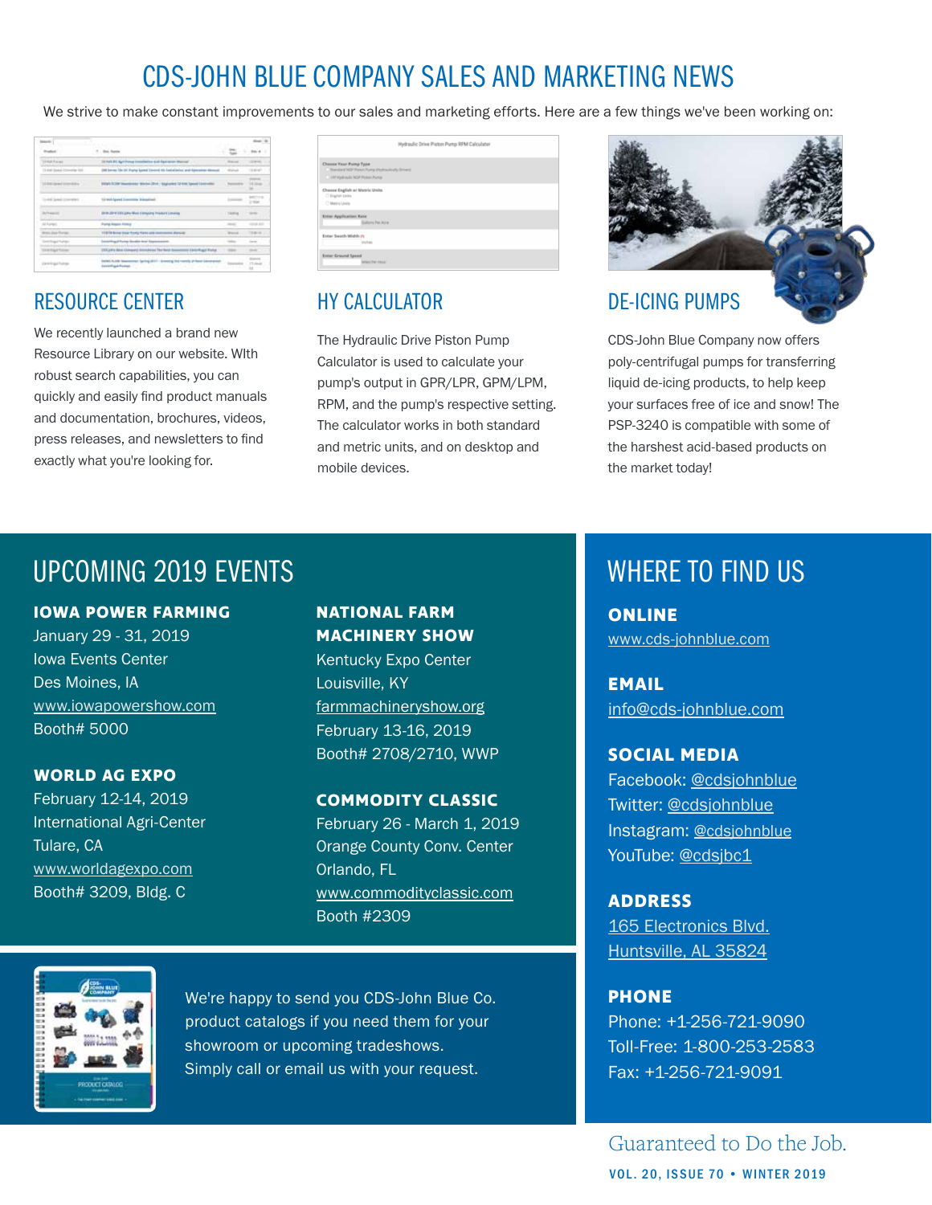# CDS-JOHN BLUE COMPANY SALES AND MARKETING NEWS

We strive to make constant improvements to our sales and marketing efforts. Here are a few things we've been working on:

## RESOURCE CENTER

We recently launched a brand new Resource Library on our website. WIth robust search capabilities, you can quickly and easily find product manuals and documentation, brochures, videos, press releases, and newsletters to find exactly what you're looking for.

## HY CALCULATOR

The Hydraulic Drive Piston Pump Calculator is used to calculate your pump's output in GPR/LPR, GPM/LPM, RPM, and the pump's respective setting. The calculator works in both standard and metric units, and on desktop and mobile devices.

## DE-ICING PUMPS

CDS-John Blue Company now offers poly-centrifugal pumps for transferring liquid de-icing products, to help keep your surfaces free of ice and snow! The PSP-3240 is compatible with some of the harshest acid-based products on the market today!

## UPCOMING 2019 EVENTS

**IOWA POWER FARMING**
January 29 - 31, 2019
Iowa Events Center
Des Moines, IA
www.iowapowershow.com
Booth# 5000

**WORLD AG EXPO**
February 12-14, 2019
International Agri-Center
Tulare, CA
www.worldagexpo.com
Booth# 3209, Bldg. C

**NATIONAL FARM MACHINERY SHOW**
Kentucky Expo Center
Louisville, KY
farmmachineryshow.org
February 13-16, 2019
Booth# 2708/2710, WWP

**COMMODITY CLASSIC**
February 26 - March 1, 2019
Orange County Conv. Center
Orlando, FL
www.commodityclassic.com
Booth #2309

We're happy to send you CDS-John Blue Co. product catalogs if you need them for your showroom or upcoming tradeshows. Simply call or email us with your request.

## WHERE TO FIND US

**ONLINE**
www.cds-johnblue.com

**EMAIL**
info@cds-johnblue.com

**SOCIAL MEDIA**
Facebook: @cdsjohnblue
Twitter: @cdsjohnblue
Instagram: @cdsjohnblue
YouTube: @cdsjbc1

**ADDRESS**
165 Electronics Blvd.
Huntsville, AL 35824

**PHONE**
Phone: +1-256-721-9090
Toll-Free: 1-800-253-2583
Fax: +1-256-721-9091

Guaranteed to Do the Job.